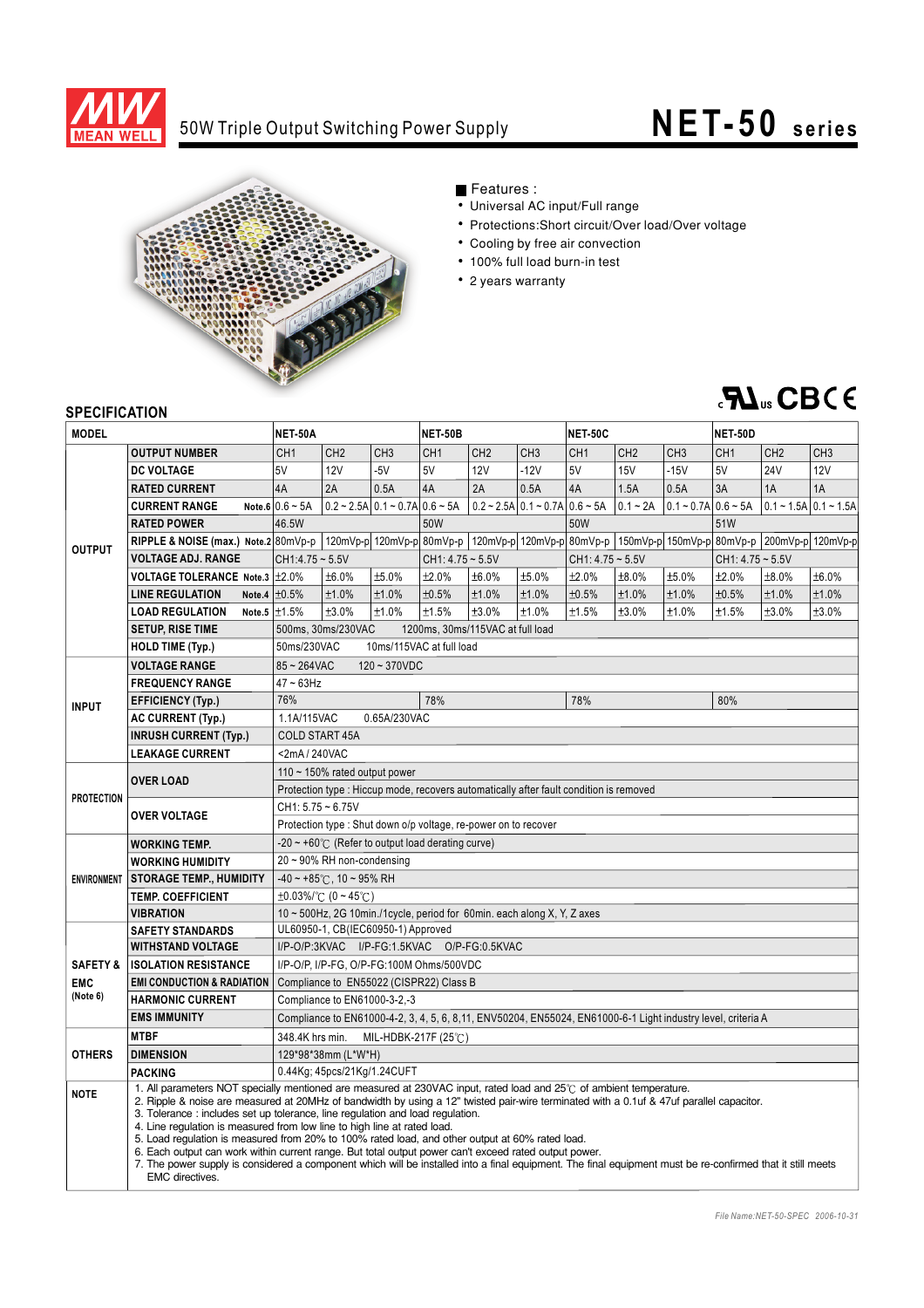# 50W Triple Output Switching Power Supply

## NET-50 series

■ Features :

- Universal AC input/Full range
- Protections:Short circuit/Over load/Over voltage
- Cooling by free air convection
- 100% full load burn-in test
- 2 years warranty

## SPECIFICATION

| MODEL | | NET-50A | | | NET-50B | | | NET-50C | | | NET-50D | | |
|---|---|---|---|---|---|---|---|---|---|---|---|---|---|
| OUTPUT | OUTPUT NUMBER | CH1 | CH2 | CH3 | CH1 | CH2 | CH3 | CH1 | CH2 | CH3 | CH1 | CH2 | CH3 |
| | DC VOLTAGE | 5V | 12V | -5V | 5V | 12V | -12V | 5V | 15V | -15V | 5V | 24V | 12V |
| | RATED CURRENT | 4A | 2A | 0.5A | 4A | 2A | 0.5A | 4A | 1.5A | 0.5A | 3A | 1A | 1A |
| | CURRENT RANGE Note.6 | 0.6 ~ 5A | 0.2 ~ 2.5A | 0.1 ~ 0.7A | 0.6 ~ 5A | 0.2 ~ 2.5A | 0.1 ~ 0.7A | 0.6 ~ 5A | 0.1 ~ 2A | 0.1 ~ 0.7A | 0.6 ~ 5A | 0.1 ~ 1.5A | 0.1 ~ 1.5A |
| | RATED POWER | 46.5W | | | 50W | | | 50W | | | 51W | | |
| | RIPPLE & NOISE (max.) Note.2 | 80mVp-p | 120mVp-p | 120mVp-p | 80mVp-p | 120mVp-p | 120mVp-p | 80mVp-p | 150mVp-p | 150mVp-p | 80mVp-p | 200mVp-p | 120mVp-p |
| | VOLTAGE ADJ. RANGE | CH1:4.75 ~ 5.5V | | | CH1: 4.75 ~ 5.5V | | | CH1: 4.75 ~ 5.5V | | | CH1: 4.75 ~ 5.5V | | |
| | VOLTAGE TOLERANCE Note.3 | ±2.0% | ±6.0% | ±5.0% | ±2.0% | ±6.0% | ±5.0% | ±2.0% | ±8.0% | ±5.0% | ±2.0% | ±8.0% | ±6.0% |
| | LINE REGULATION Note.4 | ±0.5% | ±1.0% | ±1.0% | ±0.5% | ±1.0% | ±1.0% | ±0.5% | ±1.0% | ±1.0% | ±0.5% | ±1.0% | ±1.0% |
| | LOAD REGULATION Note.5 | ±1.5% | ±3.0% | ±1.0% | ±1.5% | ±3.0% | ±1.0% | ±1.5% | ±3.0% | ±1.0% | ±1.5% | ±3.0% | ±3.0% |
| | SETUP, RISE TIME | 500ms, 30ms/230VAC 1200ms, 30ms/115VAC at full load | | | | | | | | | | | |
| | HOLD TIME (Typ.) | 50ms/230VAC 10ms/115VAC at full load | | | | | | | | | | | |
| INPUT | VOLTAGE RANGE | 85 ~ 264VAC 120 ~ 370VDC | | | | | | | | | | | |
| | FREQUENCY RANGE | 47 ~ 63Hz | | | | | | | | | | | |
| | EFFICIENCY (Typ.) | 76% | | | 78% | | | 78% | | | 80% | | |
| | AC CURRENT (Typ.) | 1.1A/115VAC 0.65A/230VAC | | | | | | | | | | | |
| | INRUSH CURRENT (Typ.) | COLD START 45A | | | | | | | | | | | |
| | LEAKAGE CURRENT | <2mA / 240VAC | | | | | | | | | | | |
| PROTECTION | OVER LOAD | 110 ~ 150% rated output power | | | | | | | | | | | |
| | | Protection type : Hiccup mode, recovers automatically after fault condition is removed | | | | | | | | | | | |
| | OVER VOLTAGE | CH1: 5.75 ~ 6.75V | | | | | | | | | | | |
| | | Protection type : Shut down o/p voltage, re-power on to recover | | | | | | | | | | | |
| ENVIRONMENT | WORKING TEMP. | -20 ~ +60℃ (Refer to output load derating curve) | | | | | | | | | | | |
| | WORKING HUMIDITY | 20 ~ 90% RH non-condensing | | | | | | | | | | | |
| | STORAGE TEMP., HUMIDITY | -40 ~ +85℃, 10 ~ 95% RH | | | | | | | | | | | |
| | TEMP. COEFFICIENT | ±0.03%/℃ (0 ~ 45℃) | | | | | | | | | | | |
| | VIBRATION | 10 ~ 500Hz, 2G 10min./1cycle, period for 60min. each along X, Y, Z axes | | | | | | | | | | | |
| SAFETY & EMC (Note 6) | SAFETY STANDARDS | UL60950-1, CB(IEC60950-1) Approved | | | | | | | | | | | |
| | WITHSTAND VOLTAGE | I/P-O/P:3KVAC I/P-FG:1.5KVAC O/P-FG:0.5KVAC | | | | | | | | | | | |
| | ISOLATION RESISTANCE | I/P-O/P, I/P-FG, O/P-FG:100M Ohms/500VDC | | | | | | | | | | | |
| | EMI CONDUCTION & RADIATION | Compliance to EN55022 (CISPR22) Class B | | | | | | | | | | | |
| | HARMONIC CURRENT | Compliance to EN61000-3-2,-3 | | | | | | | | | | | |
| | EMS IMMUNITY | Compliance to EN61000-4-2, 3, 4, 5, 6, 8,11, ENV50204, EN55024, EN61000-6-1 Light industry level, criteria A | | | | | | | | | | | |
| OTHERS | MTBF | 348.4K hrs min. MIL-HDBK-217F (25℃) | | | | | | | | | | | |
| | DIMENSION | 129*98*38mm (L*W*H) | | | | | | | | | | | |
| | PACKING | 0.44Kg; 45pcs/21Kg/1.24CUFT | | | | | | | | | | | |

**NOTE**

1. All parameters NOT specially mentioned are measured at 230VAC input, rated load and 25℃ of ambient temperature.
2. Ripple & noise are measured at 20MHz of bandwidth by using a 12" twisted pair-wire terminated with a 0.1uf & 47uf parallel capacitor.
3. Tolerance : includes set up tolerance, line regulation and load regulation.
4. Line regulation is measured from low line to high line at rated load.
5. Load regulation is measured from 20% to 100% rated load, and other output at 60% rated load.
6. Each output can work within current range. But total output power can't exceed rated output power.
7. The power supply is considered a component which will be installed into a final equipment. The final equipment must be re-confirmed that it still meets EMC directives.

*File Name:NET-50-SPEC 2006-10-31*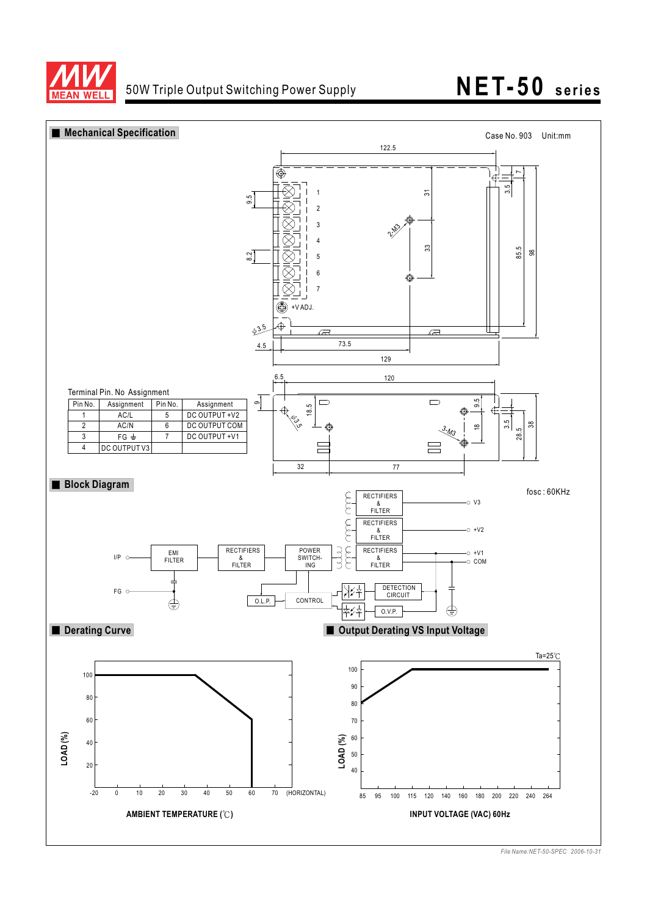## Mechanical Specification

Case No. 903 Unit:mm

122.5

9.5

8.2

1
2
3
4
5
6
7

+V ADJ.

31

33

2-M3

3.5

7

85.5

98

φ3.5

4.5

73.5

129

6.5

120

9

18.5

φ3.5

9.5

18

3-M3

3.5

28.5

38

32

77

Terminal Pin. No Assignment

| Pin No. | Assignment | Pin No. | Assignment |
|---|---|---|---|
| 1 | AC/L | 5 | DC OUTPUT +V2 |
| 2 | AC/N | 6 | DC OUTPUT COM |
| 3 | FG ⏚ | 7 | DC OUTPUT +V1 |
| 4 | DC OUTPUT V3 | | |

## Block Diagram

fosc : 60KHz

I/P

FG

EMI FILTER

RECTIFIERS & FILTER

POWER SWITCH-ING

RECTIFIERS & FILTER

RECTIFIERS & FILTER

RECTIFIERS & FILTER

V3

+V2

+V1

COM

O.L.P.

CONTROL

DETECTION CIRCUIT

O.V.P.

## Derating Curve

LOAD (%)

100
80
60
40
20

-20 0 10 20 30 40 50 60 70 (HORIZONTAL)

AMBIENT TEMPERATURE (℃)

## Output Derating VS Input Voltage

Ta=25℃

LOAD (%)

100
90
80
70
60
50
40

85 95 100 115 120 140 160 180 200 220 240 264

INPUT VOLTAGE (VAC) 60Hz

*File Name:NET-50-SPEC 2006-10-31*